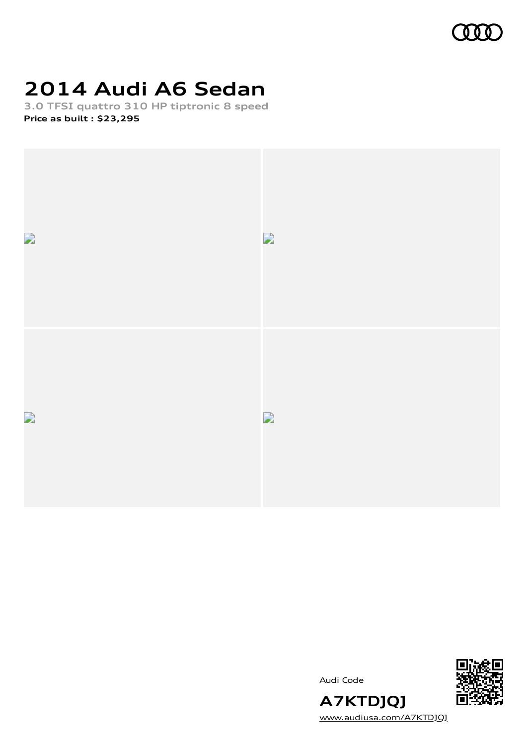# 2014 Audi A6 Sedan

**3.0 TFSI quattro 310 HP tiptronic 8 speed**

**Price as built : $23,295**

Audi Code

**A7KTDJQJ**

www.audiusa.com/A7KTDJQJ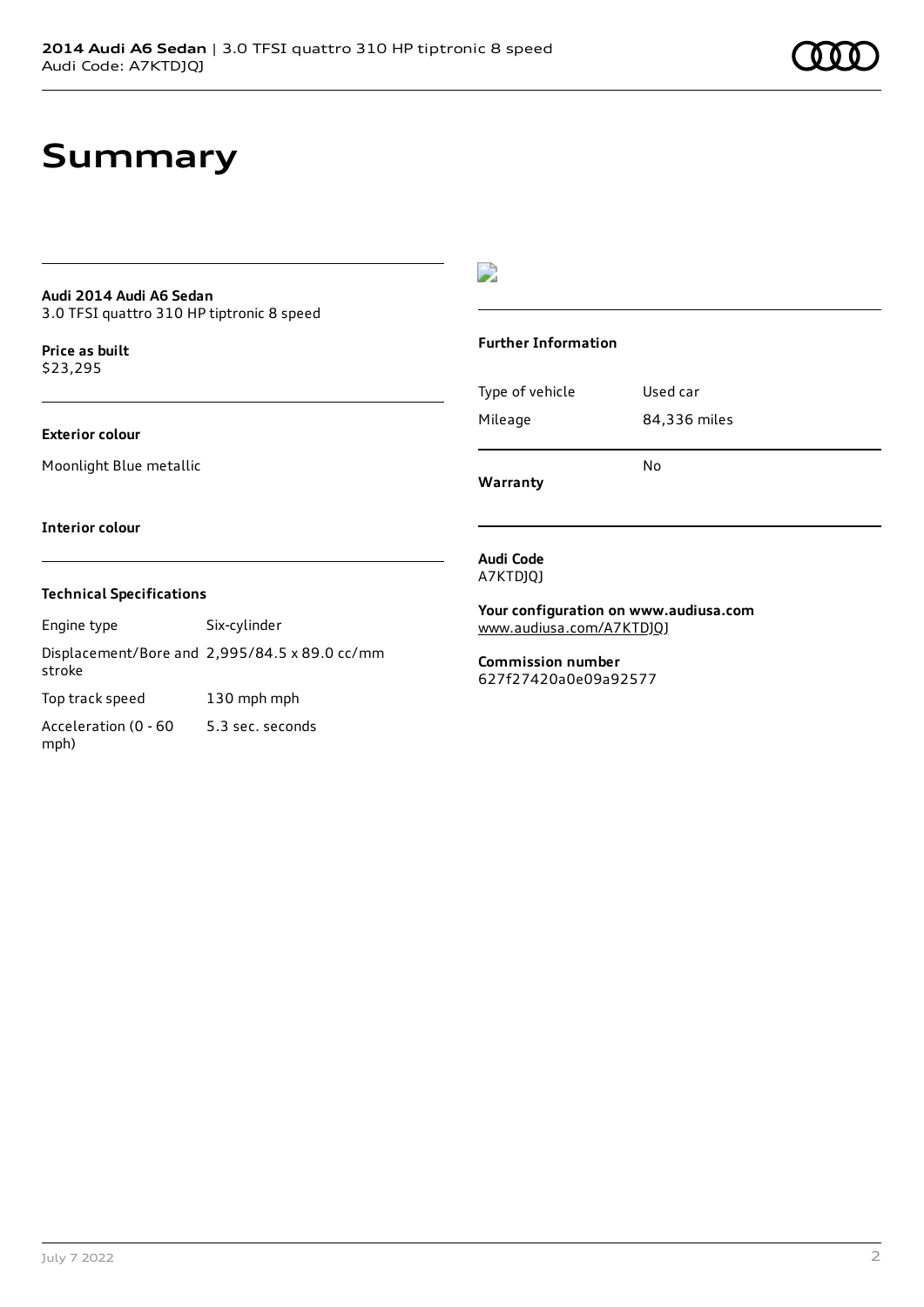# Summary

**Audi 2014 Audi A6 Sedan**
3.0 TFSI quattro 310 HP tiptronic 8 speed

**Price as built**
$23,295

**Exterior colour**

Moonlight Blue metallic

**Interior colour**

### Technical Specifications

| | |
|---|---|
| Engine type | Six-cylinder |
| Displacement/Bore and stroke | 2,995/84.5 x 89.0 cc/mm |
| Top track speed | 130 mph mph |
| Acceleration (0 - 60 mph) | 5.3 sec. seconds |

### Further Information

| | |
|---|---|
| Type of vehicle | Used car |
| Mileage | 84,336 miles |
| **Warranty** | No |

**Audi Code**
A7KTDJQJ

**Your configuration on www.audiusa.com**
www.audiusa.com/A7KTDJQJ

**Commission number**
627f27420a0e09a92577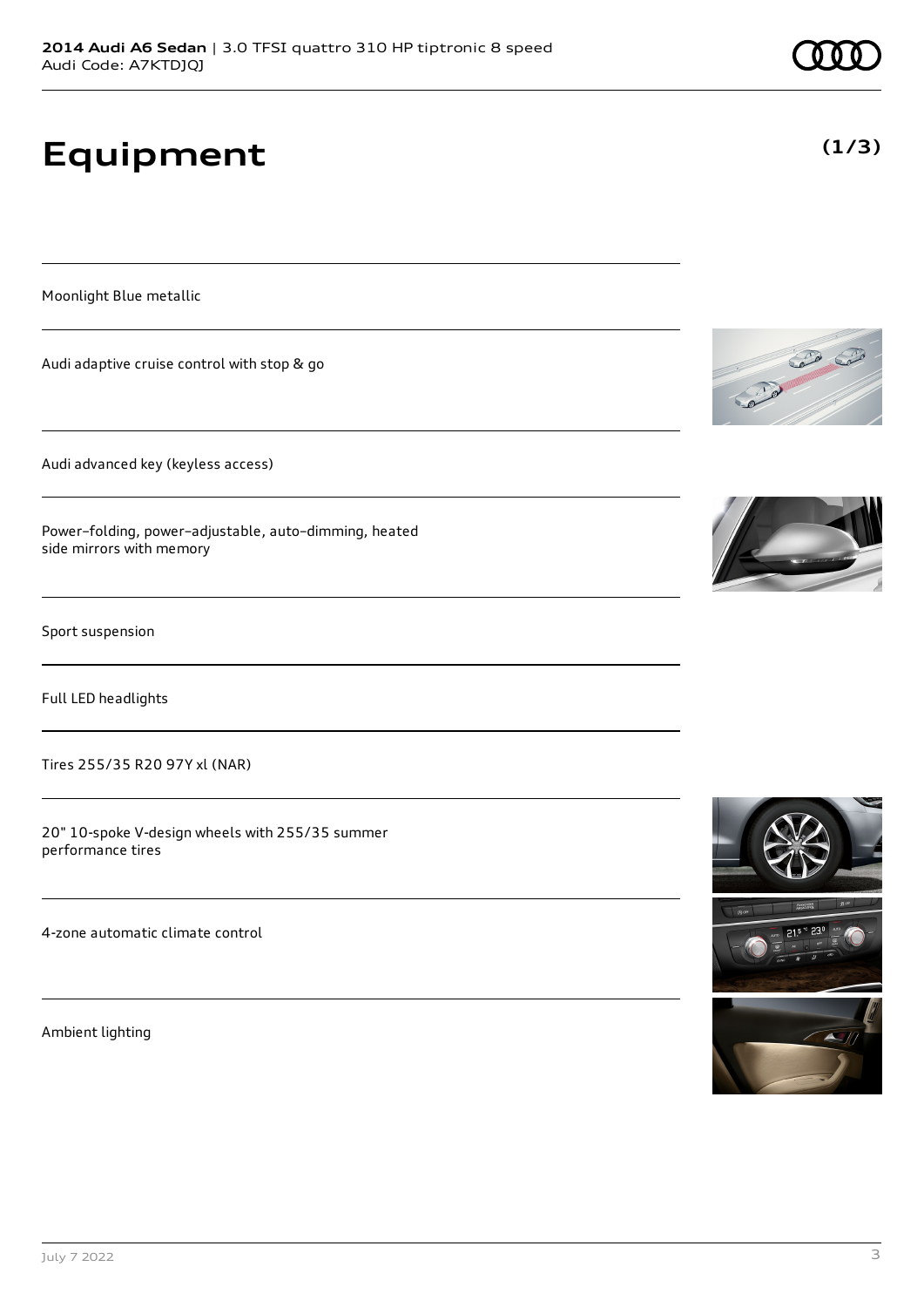# Equipment

**(1/3)**

Moonlight Blue metallic

Audi adaptive cruise control with stop & go

Audi advanced key (keyless access)

Power-folding, power-adjustable, auto-dimming, heated side mirrors with memory

Sport suspension

Full LED headlights

Tires 255/35 R20 97Y xl (NAR)

20" 10-spoke V-design wheels with 255/35 summer performance tires

4-zone automatic climate control

Ambient lighting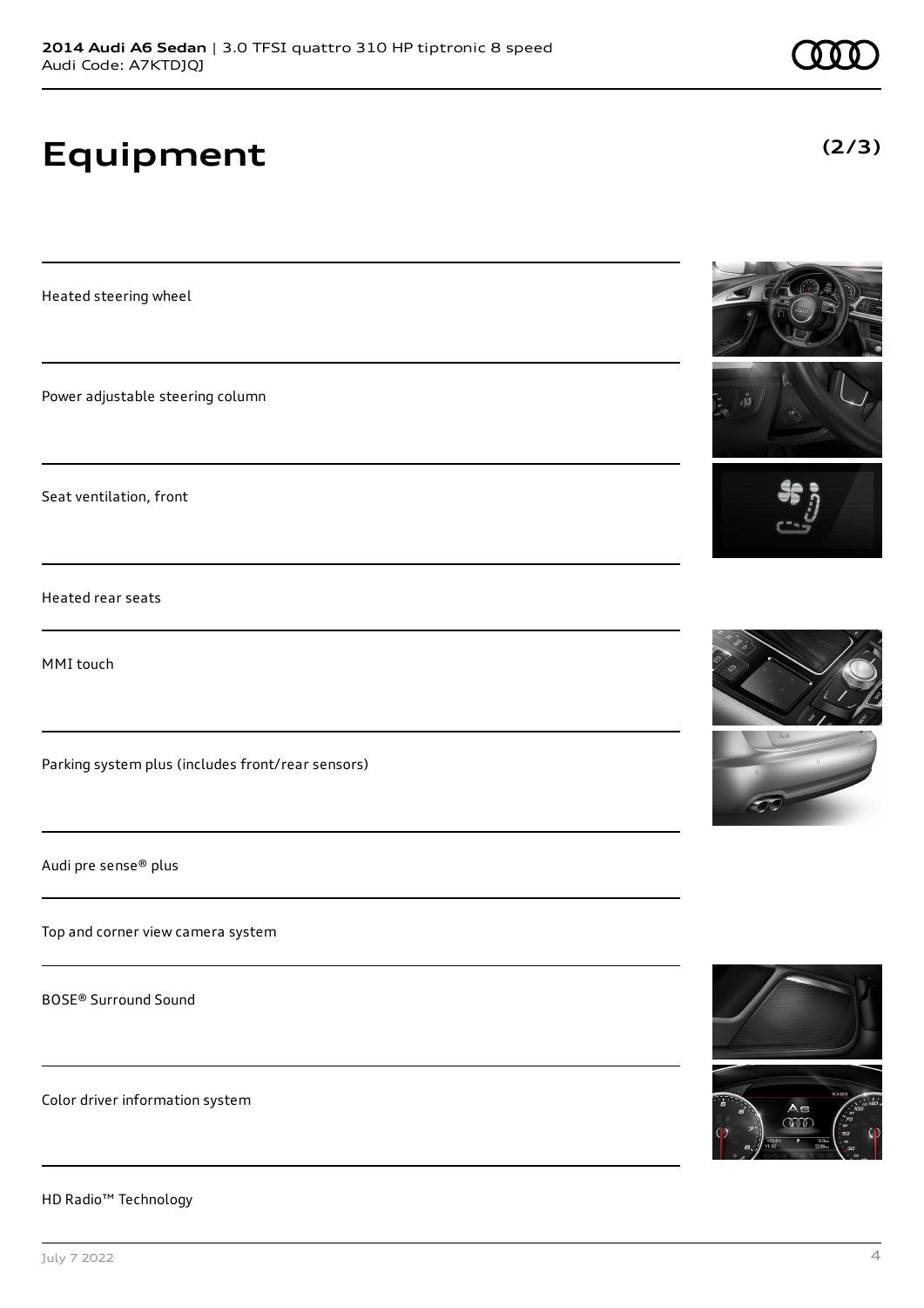# Equipment

**(2/3)**

Heated steering wheel

Power adjustable steering column

Seat ventilation, front

Heated rear seats

MMI touch

Parking system plus (includes front/rear sensors)

Audi pre sense® plus

Top and corner view camera system

BOSE® Surround Sound

Color driver information system

HD Radio™ Technology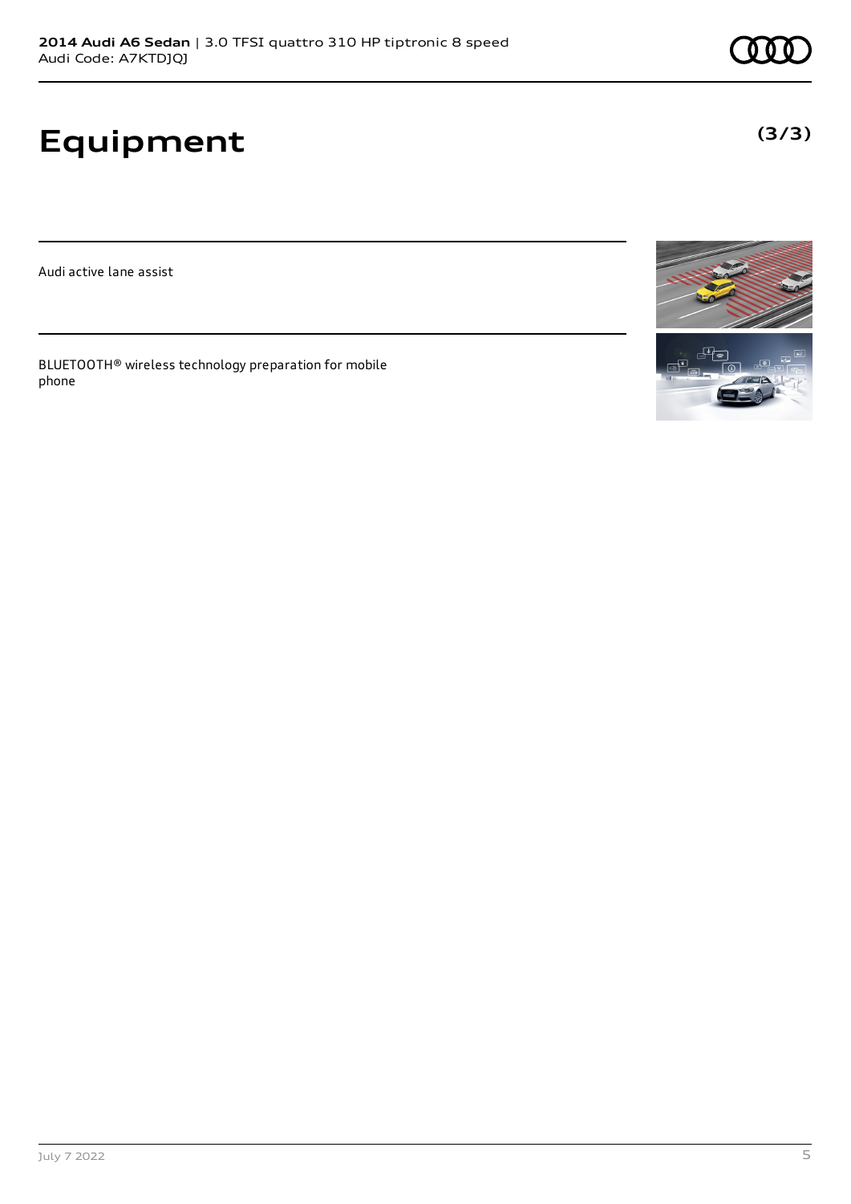# Equipment

**(3/3)**

Audi active lane assist

BLUETOOTH® wireless technology preparation for mobile phone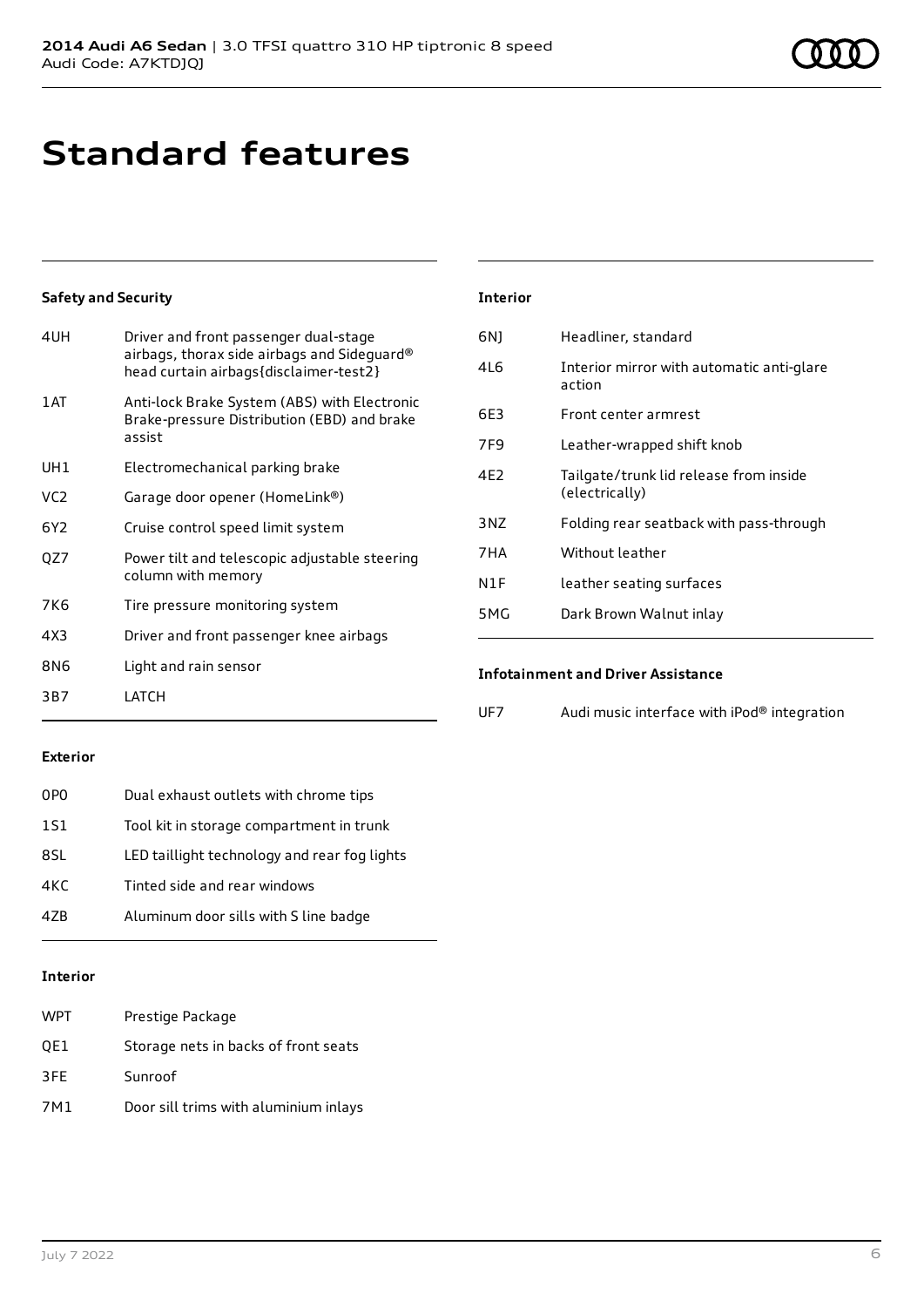# Standard features

### Safety and Security

| | |
|---|---|
| 4UH | Driver and front passenger dual-stage airbags, thorax side airbags and Sideguard® head curtain airbags{disclaimer-test2} |
| 1AT | Anti-lock Brake System (ABS) with Electronic Brake-pressure Distribution (EBD) and brake assist |
| UH1 | Electromechanical parking brake |
| VC2 | Garage door opener (HomeLink®) |
| 6Y2 | Cruise control speed limit system |
| QZ7 | Power tilt and telescopic adjustable steering column with memory |
| 7K6 | Tire pressure monitoring system |
| 4X3 | Driver and front passenger knee airbags |
| 8N6 | Light and rain sensor |
| 3B7 | LATCH |

### Exterior

| | |
|---|---|
| 0P0 | Dual exhaust outlets with chrome tips |
| 1S1 | Tool kit in storage compartment in trunk |
| 8SL | LED taillight technology and rear fog lights |
| 4KC | Tinted side and rear windows |
| 4ZB | Aluminum door sills with S line badge |

### Interior

| | |
|---|---|
| WPT | Prestige Package |
| QE1 | Storage nets in backs of front seats |
| 3FE | Sunroof |
| 7M1 | Door sill trims with aluminium inlays |

### Interior

| | |
|---|---|
| 6NJ | Headliner, standard |
| 4L6 | Interior mirror with automatic anti-glare action |
| 6E3 | Front center armrest |
| 7F9 | Leather-wrapped shift knob |
| 4E2 | Tailgate/trunk lid release from inside (electrically) |
| 3NZ | Folding rear seatback with pass-through |
| 7HA | Without leather |
| N1F | leather seating surfaces |
| 5MG | Dark Brown Walnut inlay |

### Infotainment and Driver Assistance

| | |
|---|---|
| UF7 | Audi music interface with iPod® integration |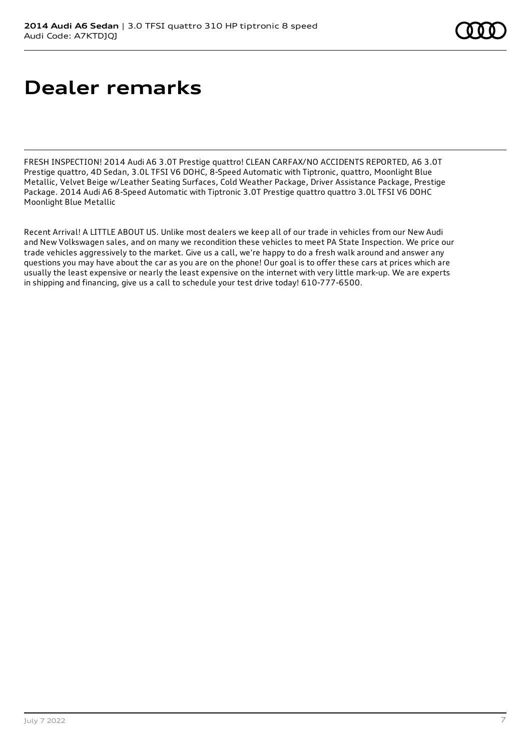# Dealer remarks

FRESH INSPECTION! 2014 Audi A6 3.0T Prestige quattro! CLEAN CARFAX/NO ACCIDENTS REPORTED, A6 3.0T Prestige quattro, 4D Sedan, 3.0L TFSI V6 DOHC, 8-Speed Automatic with Tiptronic, quattro, Moonlight Blue Metallic, Velvet Beige w/Leather Seating Surfaces, Cold Weather Package, Driver Assistance Package, Prestige Package. 2014 Audi A6 8-Speed Automatic with Tiptronic 3.0T Prestige quattro quattro 3.0L TFSI V6 DOHC Moonlight Blue Metallic

Recent Arrival! A LITTLE ABOUT US. Unlike most dealers we keep all of our trade in vehicles from our New Audi and New Volkswagen sales, and on many we recondition these vehicles to meet PA State Inspection. We price our trade vehicles aggressively to the market. Give us a call, we're happy to do a fresh walk around and answer any questions you may have about the car as you are on the phone! Our goal is to offer these cars at prices which are usually the least expensive or nearly the least expensive on the internet with very little mark-up. We are experts in shipping and financing, give us a call to schedule your test drive today! 610-777-6500.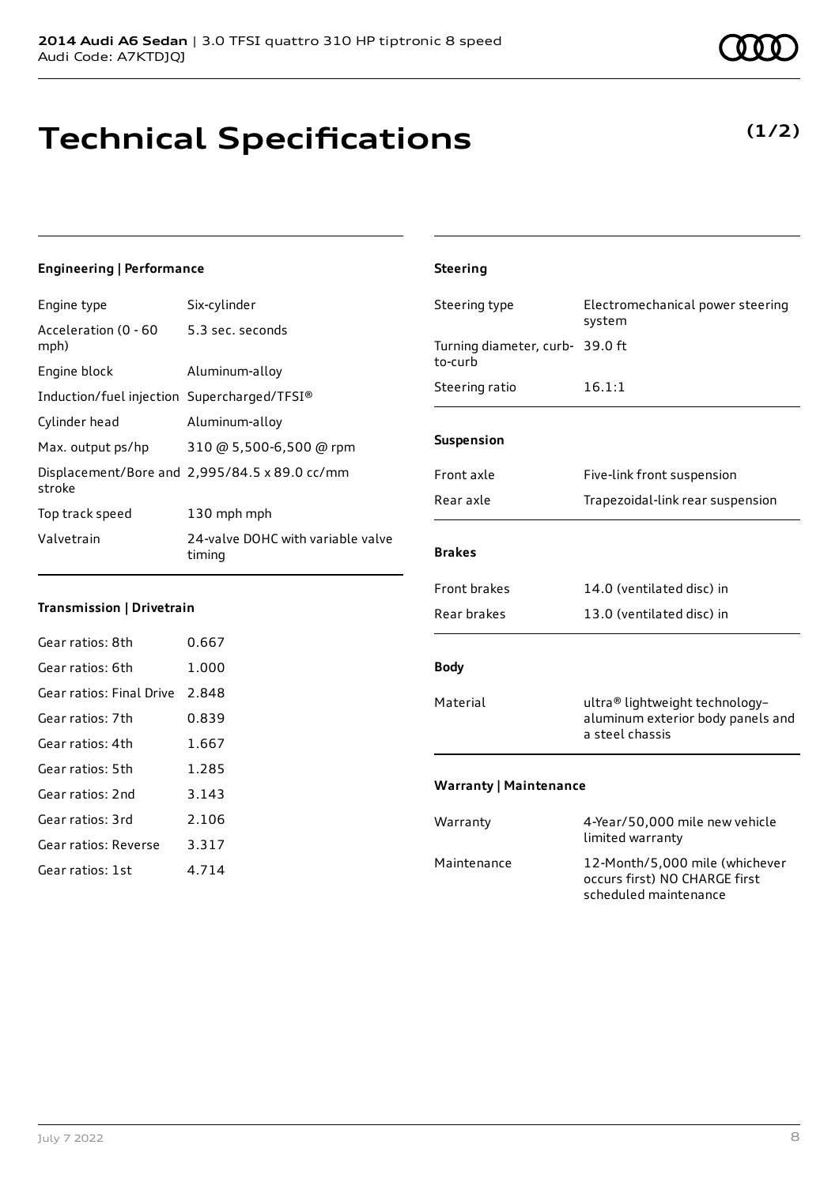**2014 Audi A6 Sedan** | 3.0 TFSI quattro 310 HP tiptronic 8 speed
Audi Code: A7KTDJQJ

# Technical Specifications

**(1/2)**

### Engineering | Performance

| | |
|---|---|
| Engine type | Six-cylinder |
| Acceleration (0 - 60 mph) | 5.3 sec. seconds |
| Engine block | Aluminum-alloy |
| Induction/fuel injection | Supercharged/TFSI® |
| Cylinder head | Aluminum-alloy |
| Max. output ps/hp | 310 @ 5,500-6,500 @ rpm |
| Displacement/Bore and stroke | 2,995/84.5 x 89.0 cc/mm |
| Top track speed | 130 mph mph |
| Valvetrain | 24-valve DOHC with variable valve timing |

### Transmission | Drivetrain

| | |
|---|---|
| Gear ratios: 8th | 0.667 |
| Gear ratios: 6th | 1.000 |
| Gear ratios: Final Drive | 2.848 |
| Gear ratios: 7th | 0.839 |
| Gear ratios: 4th | 1.667 |
| Gear ratios: 5th | 1.285 |
| Gear ratios: 2nd | 3.143 |
| Gear ratios: 3rd | 2.106 |
| Gear ratios: Reverse | 3.317 |
| Gear ratios: 1st | 4.714 |

### Steering

| | |
|---|---|
| Steering type | Electromechanical power steering system |
| Turning diameter, curb-to-curb | 39.0 ft |
| Steering ratio | 16.1:1 |

### Suspension

| | |
|---|---|
| Front axle | Five-link front suspension |
| Rear axle | Trapezoidal-link rear suspension |

### Brakes

| | |
|---|---|
| Front brakes | 14.0 (ventilated disc) in |
| Rear brakes | 13.0 (ventilated disc) in |

### Body

| | |
|---|---|
| Material | ultra® lightweight technology–aluminum exterior body panels and a steel chassis |

### Warranty | Maintenance

| | |
|---|---|
| Warranty | 4-Year/50,000 mile new vehicle limited warranty |
| Maintenance | 12-Month/5,000 mile (whichever occurs first) NO CHARGE first scheduled maintenance |

July 7 2022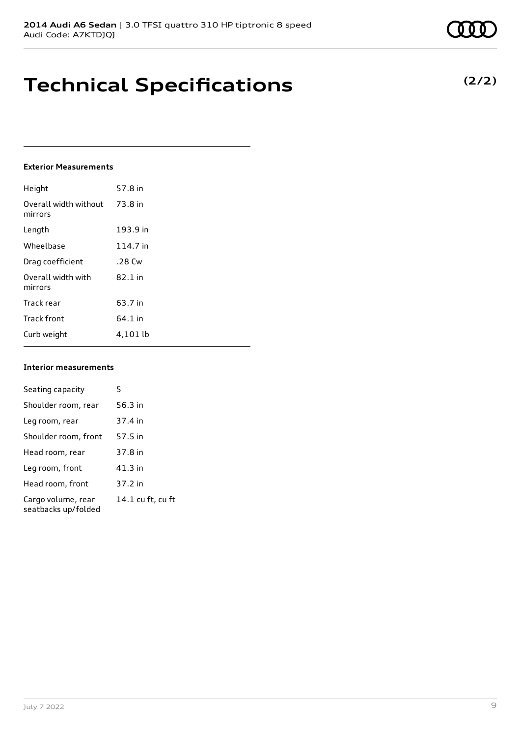**2014 Audi A6 Sedan** | 3.0 TFSI quattro 310 HP tiptronic 8 speed
Audi Code: A7KTDJQJ

# Technical Specifications

**(2/2)**

### Exterior Measurements

| | |
|---|---|
| Height | 57.8 in |
| Overall width without mirrors | 73.8 in |
| Length | 193.9 in |
| Wheelbase | 114.7 in |
| Drag coefficient | .28 Cw |
| Overall width with mirrors | 82.1 in |
| Track rear | 63.7 in |
| Track front | 64.1 in |
| Curb weight | 4,101 lb |

### Interior measurements

| | |
|---|---|
| Seating capacity | 5 |
| Shoulder room, rear | 56.3 in |
| Leg room, rear | 37.4 in |
| Shoulder room, front | 57.5 in |
| Head room, rear | 37.8 in |
| Leg room, front | 41.3 in |
| Head room, front | 37.2 in |
| Cargo volume, rear seatbacks up/folded | 14.1 cu ft, cu ft |

July 7 2022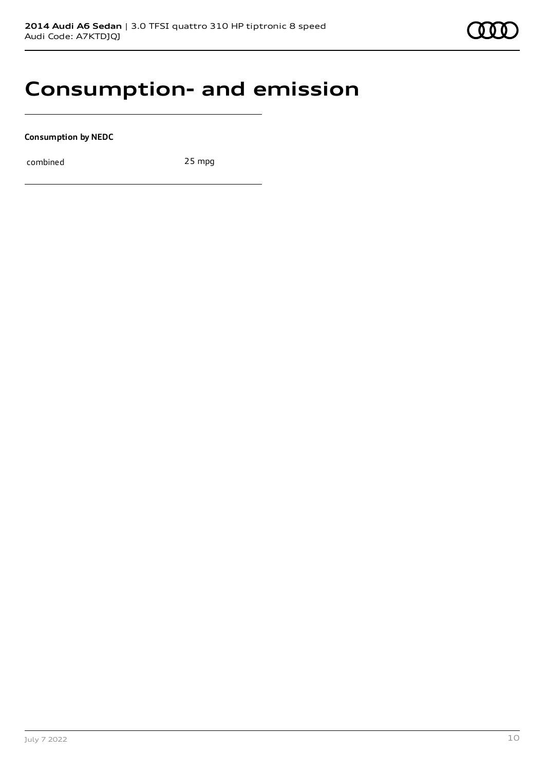# Consumption- and emission

**Consumption by NEDC**

| combined | 25 mpg |
|---|---|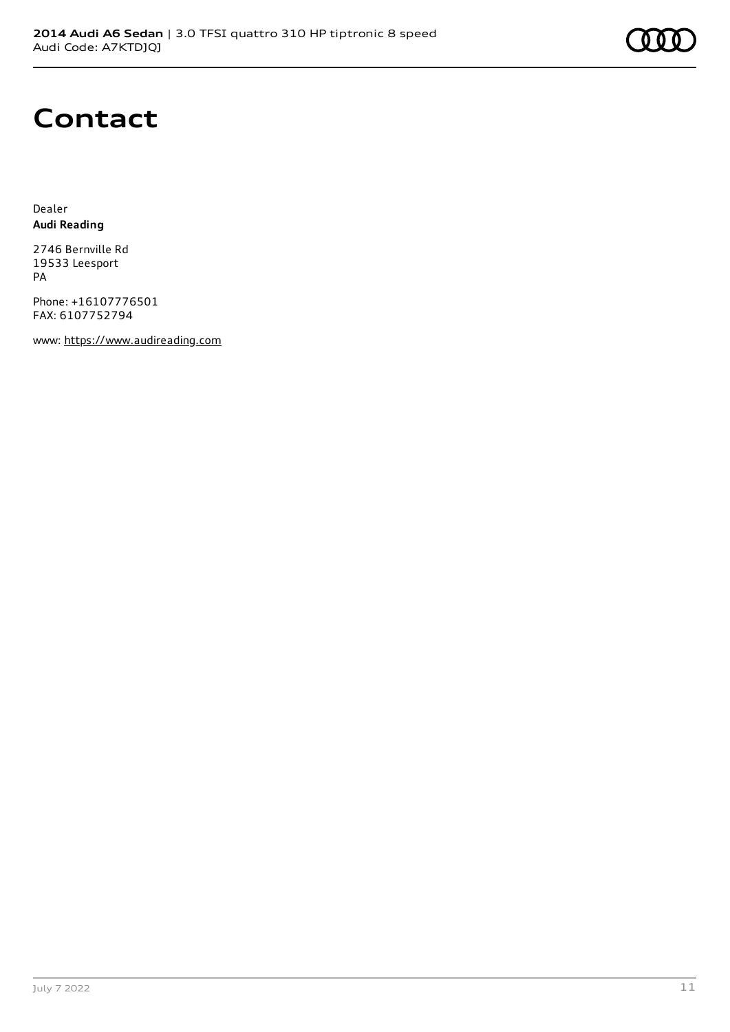# Contact

Dealer
**Audi Reading**

2746 Bernville Rd
19533 Leesport
PA

Phone: +16107776501
FAX: 6107752794

www: https://www.audireading.com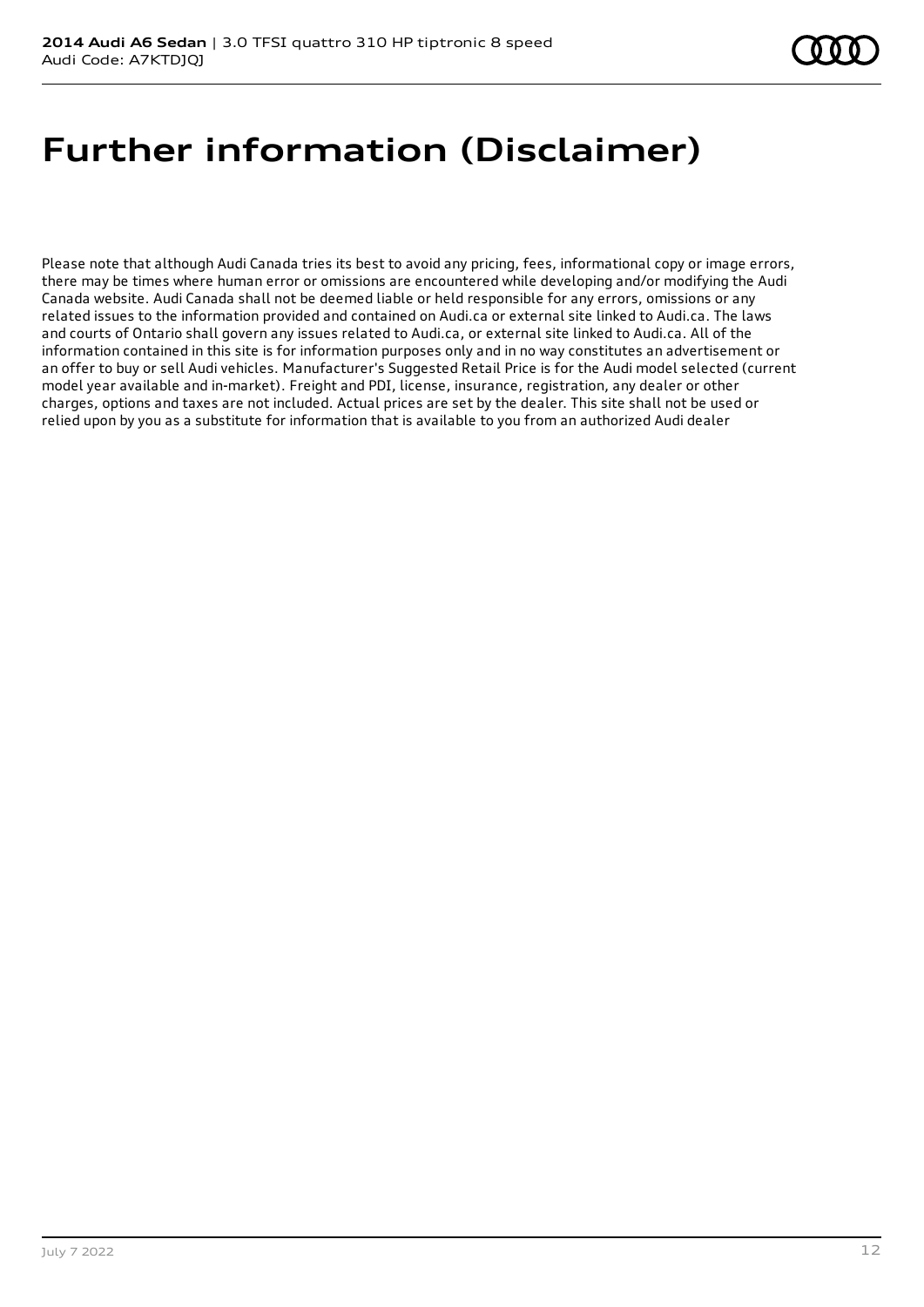# Further information (Disclaimer)

Please note that although Audi Canada tries its best to avoid any pricing, fees, informational copy or image errors, there may be times where human error or omissions are encountered while developing and/or modifying the Audi Canada website. Audi Canada shall not be deemed liable or held responsible for any errors, omissions or any related issues to the information provided and contained on Audi.ca or external site linked to Audi.ca. The laws and courts of Ontario shall govern any issues related to Audi.ca, or external site linked to Audi.ca. All of the information contained in this site is for information purposes only and in no way constitutes an advertisement or an offer to buy or sell Audi vehicles. Manufacturer's Suggested Retail Price is for the Audi model selected (current model year available and in-market). Freight and PDI, license, insurance, registration, any dealer or other charges, options and taxes are not included. Actual prices are set by the dealer. This site shall not be used or relied upon by you as a substitute for information that is available to you from an authorized Audi dealer